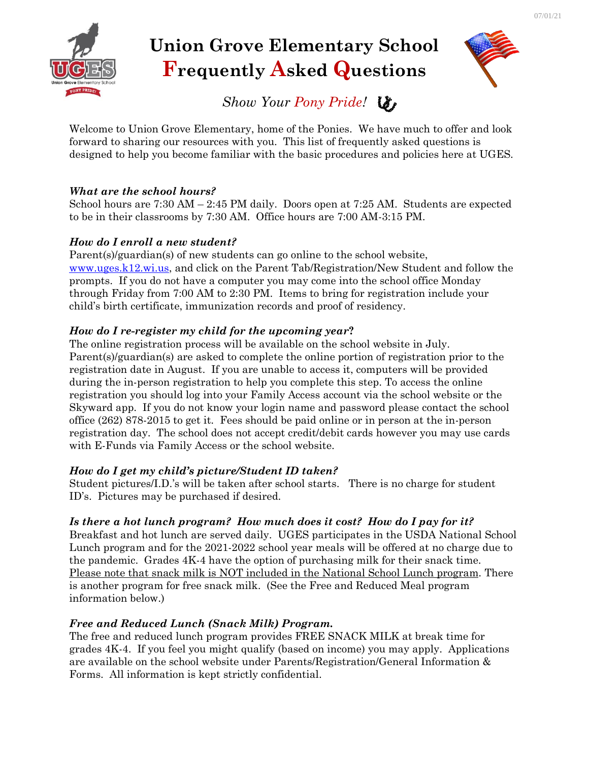# Union Grove Elementary School
## Frequently Asked Questions

*Show Your Pony Pride!*

Welcome to Union Grove Elementary, home of the Ponies. We have much to offer and look forward to sharing our resources with you. This list of frequently asked questions is designed to help you become familiar with the basic procedures and policies here at UGES.

***What are the school hours?***

School hours are 7:30 AM – 2:45 PM daily. Doors open at 7:25 AM. Students are expected to be in their classrooms by 7:30 AM. Office hours are 7:00 AM-3:15 PM.

***How do I enroll a new student?***

Parent(s)/guardian(s) of new students can go online to the school website, www.uges.k12.wi.us, and click on the Parent Tab/Registration/New Student and follow the prompts. If you do not have a computer you may come into the school office Monday through Friday from 7:00 AM to 2:30 PM. Items to bring for registration include your child's birth certificate, immunization records and proof of residency.

***How do I re-register my child for the upcoming year?***

The online registration process will be available on the school website in July. Parent(s)/guardian(s) are asked to complete the online portion of registration prior to the registration date in August. If you are unable to access it, computers will be provided during the in-person registration to help you complete this step. To access the online registration you should log into your Family Access account via the school website or the Skyward app. If you do not know your login name and password please contact the school office (262) 878-2015 to get it. Fees should be paid online or in person at the in-person registration day. The school does not accept credit/debit cards however you may use cards with E-Funds via Family Access or the school website.

***How do I get my child's picture/Student ID taken?***

Student pictures/I.D.'s will be taken after school starts. There is no charge for student ID's. Pictures may be purchased if desired.

***Is there a hot lunch program? How much does it cost? How do I pay for it?***

Breakfast and hot lunch are served daily. UGES participates in the USDA National School Lunch program and for the 2021-2022 school year meals will be offered at no charge due to the pandemic. Grades 4K-4 have the option of purchasing milk for their snack time. <u>Please note that snack milk is NOT included in the National School Lunch program</u>. There is another program for free snack milk. (See the Free and Reduced Meal program information below.)

***Free and Reduced Lunch (Snack Milk) Program.***

The free and reduced lunch program provides FREE SNACK MILK at break time for grades 4K-4. If you feel you might qualify (based on income) you may apply. Applications are available on the school website under Parents/Registration/General Information & Forms. All information is kept strictly confidential.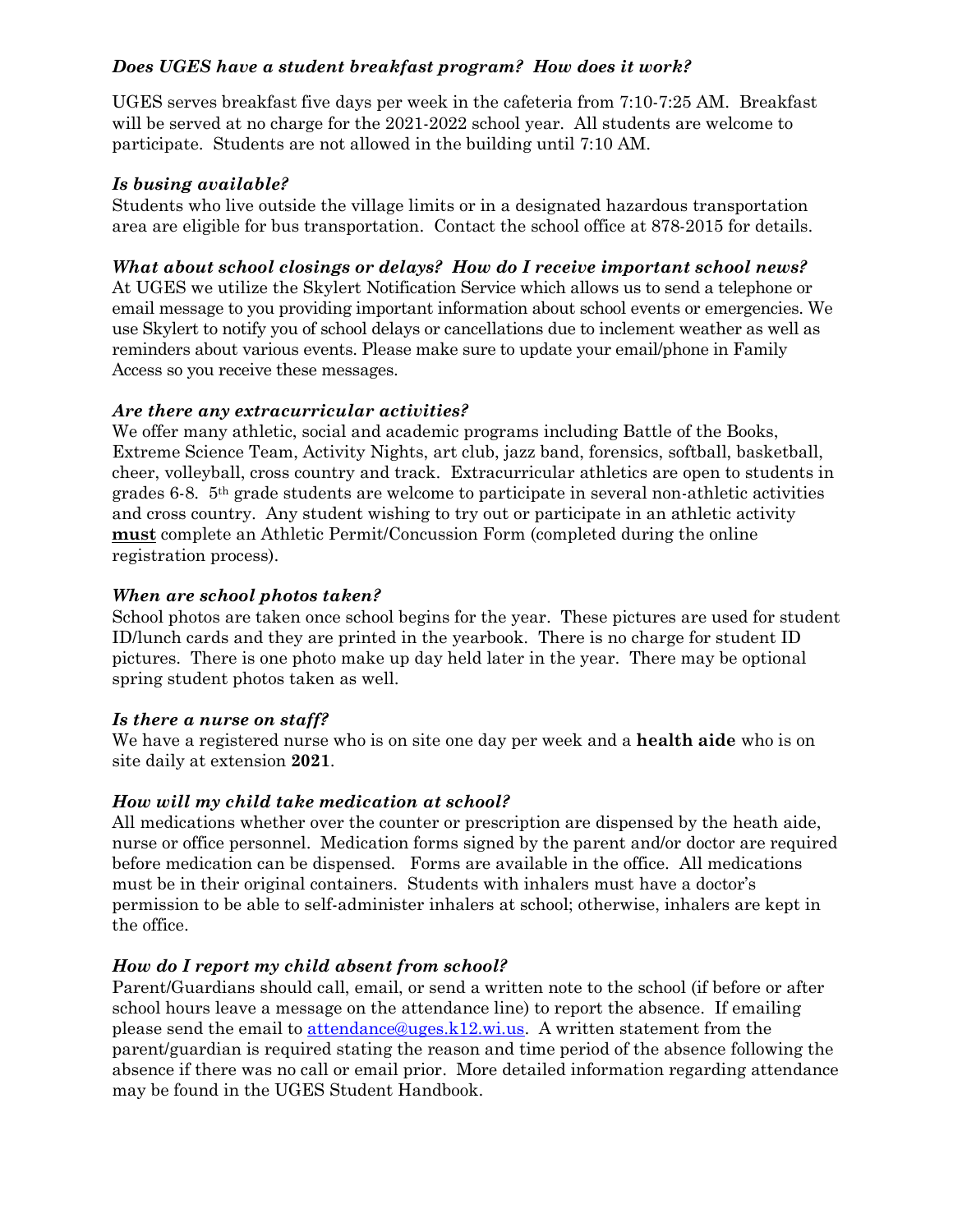### *Does UGES have a student breakfast program? How does it work?*

UGES serves breakfast five days per week in the cafeteria from 7:10-7:25 AM. Breakfast will be served at no charge for the 2021-2022 school year. All students are welcome to participate. Students are not allowed in the building until 7:10 AM.

### *Is busing available?*

Students who live outside the village limits or in a designated hazardous transportation area are eligible for bus transportation. Contact the school office at 878-2015 for details.

### *What about school closings or delays? How do I receive important school news?*

At UGES we utilize the Skylert Notification Service which allows us to send a telephone or email message to you providing important information about school events or emergencies. We use Skylert to notify you of school delays or cancellations due to inclement weather as well as reminders about various events. Please make sure to update your email/phone in Family Access so you receive these messages.

### *Are there any extracurricular activities?*

We offer many athletic, social and academic programs including Battle of the Books, Extreme Science Team, Activity Nights, art club, jazz band, forensics, softball, basketball, cheer, volleyball, cross country and track. Extracurricular athletics are open to students in grades 6-8. 5th grade students are welcome to participate in several non-athletic activities and cross country. Any student wishing to try out or participate in an athletic activity **must** complete an Athletic Permit/Concussion Form (completed during the online registration process).

### *When are school photos taken?*

School photos are taken once school begins for the year. These pictures are used for student ID/lunch cards and they are printed in the yearbook. There is no charge for student ID pictures. There is one photo make up day held later in the year. There may be optional spring student photos taken as well.

### *Is there a nurse on staff?*

We have a registered nurse who is on site one day per week and a **health aide** who is on site daily at extension **2021**.

### *How will my child take medication at school?*

All medications whether over the counter or prescription are dispensed by the heath aide, nurse or office personnel. Medication forms signed by the parent and/or doctor are required before medication can be dispensed. Forms are available in the office. All medications must be in their original containers. Students with inhalers must have a doctor's permission to be able to self-administer inhalers at school; otherwise, inhalers are kept in the office.

### *How do I report my child absent from school?*

Parent/Guardians should call, email, or send a written note to the school (if before or after school hours leave a message on the attendance line) to report the absence. If emailing please send the email to attendance@uges.k12.wi.us. A written statement from the parent/guardian is required stating the reason and time period of the absence following the absence if there was no call or email prior. More detailed information regarding attendance may be found in the UGES Student Handbook.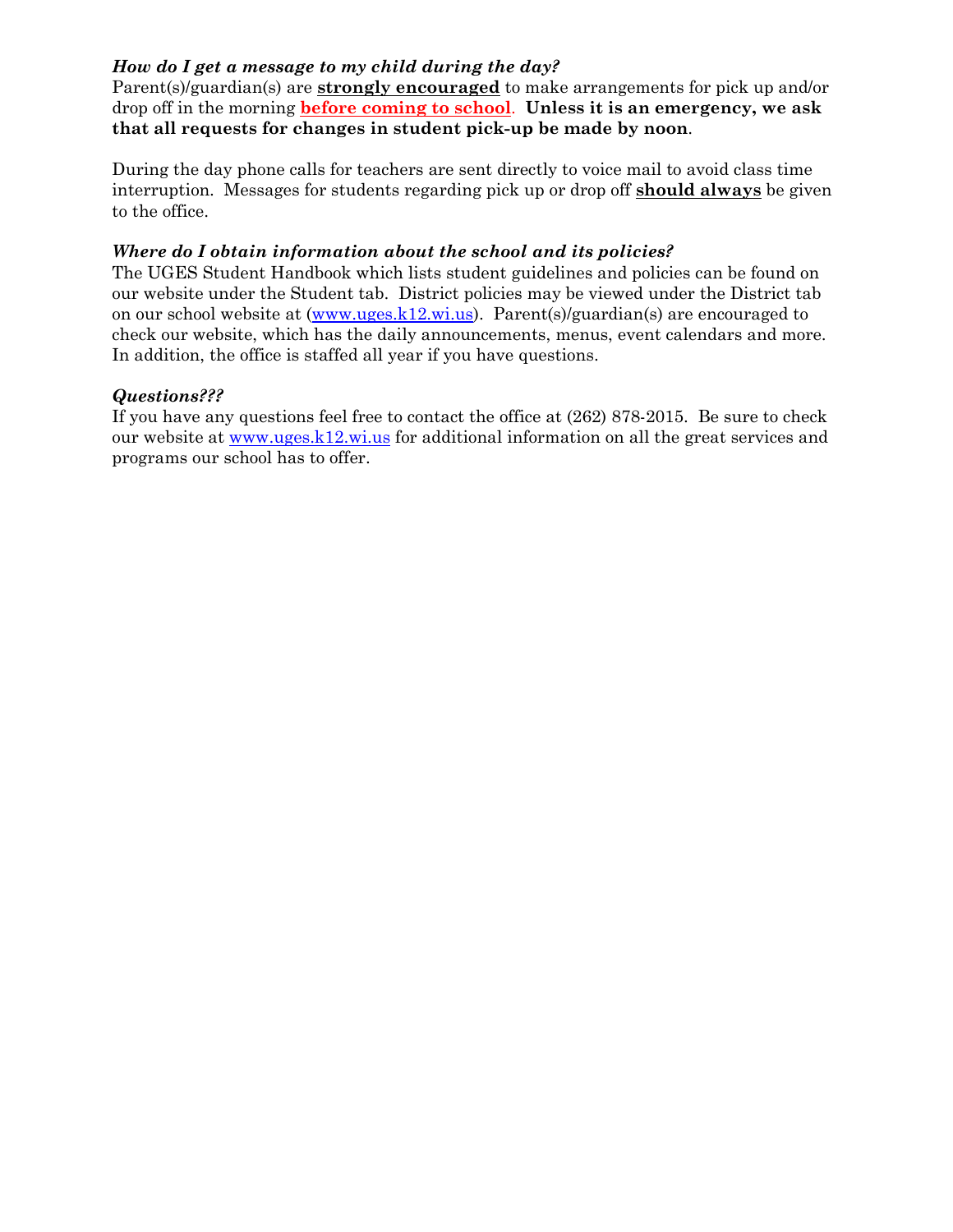***How do I get a message to my child during the day?***

Parent(s)/guardian(s) are **strongly encouraged** to make arrangements for pick up and/or drop off in the morning **before coming to school**. **Unless it is an emergency, we ask that all requests for changes in student pick-up be made by noon**.

During the day phone calls for teachers are sent directly to voice mail to avoid class time interruption. Messages for students regarding pick up or drop off **should always** be given to the office.

***Where do I obtain information about the school and its policies?***

The UGES Student Handbook which lists student guidelines and policies can be found on our website under the Student tab. District policies may be viewed under the District tab on our school website at (www.uges.k12.wi.us). Parent(s)/guardian(s) are encouraged to check our website, which has the daily announcements, menus, event calendars and more. In addition, the office is staffed all year if you have questions.

***Questions???***

If you have any questions feel free to contact the office at (262) 878-2015. Be sure to check our website at www.uges.k12.wi.us for additional information on all the great services and programs our school has to offer.